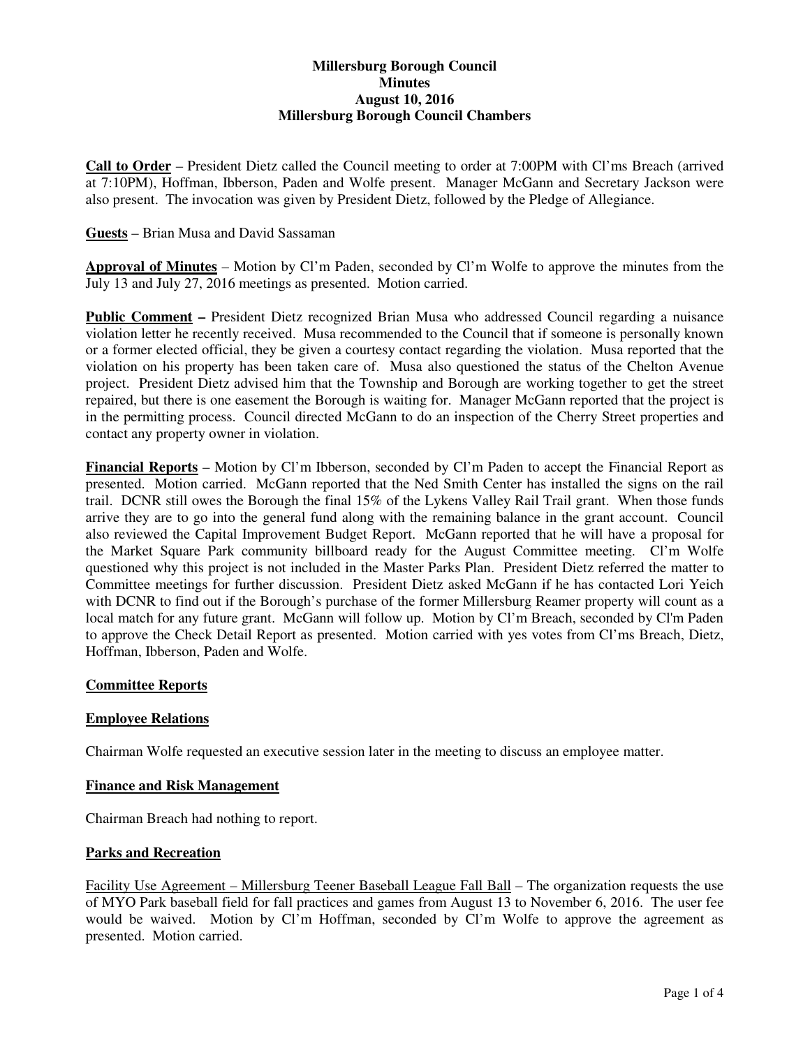**Millersburg Borough Council**
**Minutes**
**August 10, 2016**
**Millersburg Borough Council Chambers**

**Call to Order** – President Dietz called the Council meeting to order at 7:00PM with Cl'ms Breach (arrived at 7:10PM), Hoffman, Ibberson, Paden and Wolfe present. Manager McGann and Secretary Jackson were also present. The invocation was given by President Dietz, followed by the Pledge of Allegiance.

**Guests** – Brian Musa and David Sassaman

**Approval of Minutes** – Motion by Cl'm Paden, seconded by Cl'm Wolfe to approve the minutes from the July 13 and July 27, 2016 meetings as presented. Motion carried.

**Public Comment –** President Dietz recognized Brian Musa who addressed Council regarding a nuisance violation letter he recently received. Musa recommended to the Council that if someone is personally known or a former elected official, they be given a courtesy contact regarding the violation. Musa reported that the violation on his property has been taken care of. Musa also questioned the status of the Chelton Avenue project. President Dietz advised him that the Township and Borough are working together to get the street repaired, but there is one easement the Borough is waiting for. Manager McGann reported that the project is in the permitting process. Council directed McGann to do an inspection of the Cherry Street properties and contact any property owner in violation.

**Financial Reports** – Motion by Cl'm Ibberson, seconded by Cl'm Paden to accept the Financial Report as presented. Motion carried. McGann reported that the Ned Smith Center has installed the signs on the rail trail. DCNR still owes the Borough the final 15% of the Lykens Valley Rail Trail grant. When those funds arrive they are to go into the general fund along with the remaining balance in the grant account. Council also reviewed the Capital Improvement Budget Report. McGann reported that he will have a proposal for the Market Square Park community billboard ready for the August Committee meeting. Cl'm Wolfe questioned why this project is not included in the Master Parks Plan. President Dietz referred the matter to Committee meetings for further discussion. President Dietz asked McGann if he has contacted Lori Yeich with DCNR to find out if the Borough's purchase of the former Millersburg Reamer property will count as a local match for any future grant. McGann will follow up. Motion by Cl'm Breach, seconded by Cl'm Paden to approve the Check Detail Report as presented. Motion carried with yes votes from Cl'ms Breach, Dietz, Hoffman, Ibberson, Paden and Wolfe.

## Committee Reports

### Employee Relations

Chairman Wolfe requested an executive session later in the meeting to discuss an employee matter.

### Finance and Risk Management

Chairman Breach had nothing to report.

### Parks and Recreation

Facility Use Agreement – Millersburg Teener Baseball League Fall Ball – The organization requests the use of MYO Park baseball field for fall practices and games from August 13 to November 6, 2016. The user fee would be waived. Motion by Cl'm Hoffman, seconded by Cl'm Wolfe to approve the agreement as presented. Motion carried.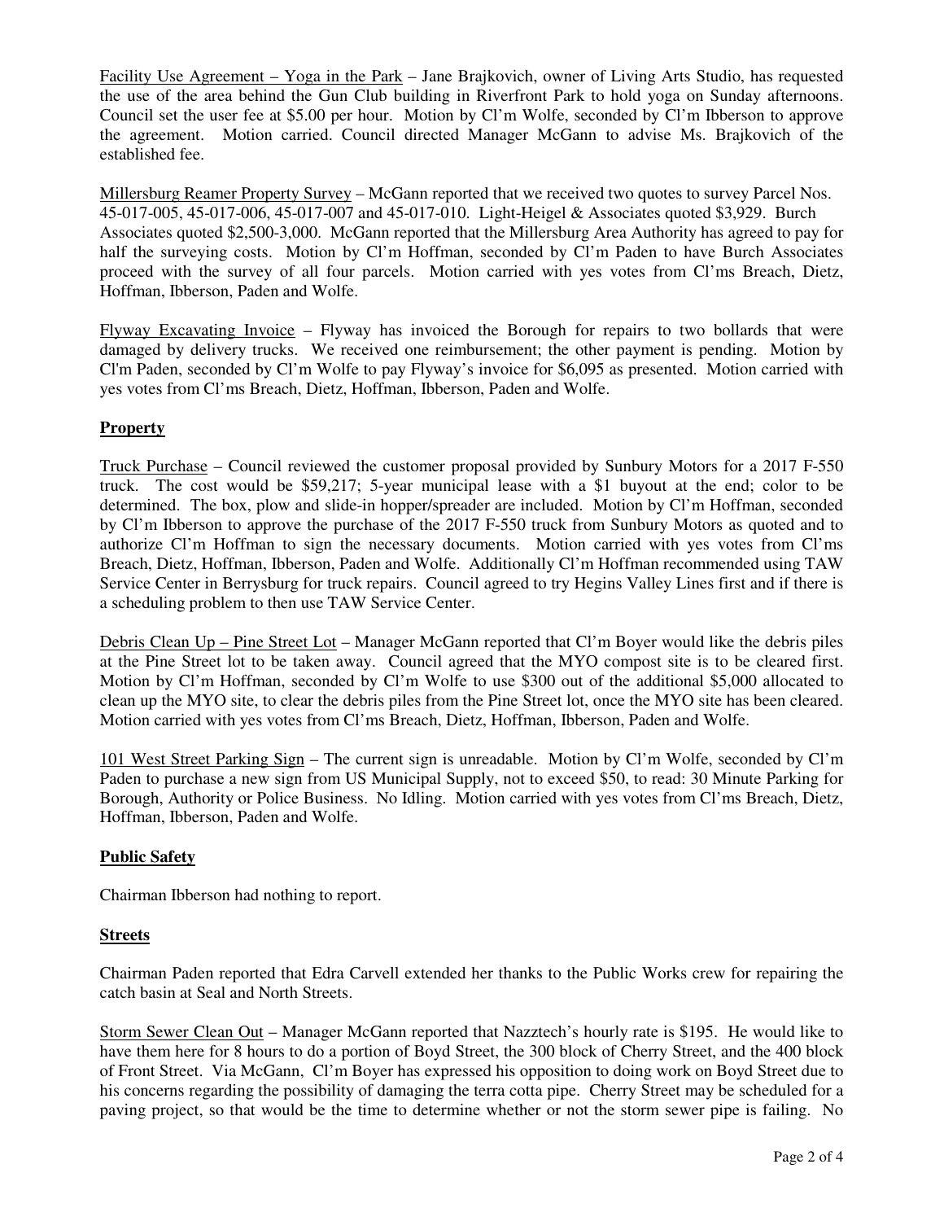Facility Use Agreement – Yoga in the Park – Jane Brajkovich, owner of Living Arts Studio, has requested the use of the area behind the Gun Club building in Riverfront Park to hold yoga on Sunday afternoons. Council set the user fee at $5.00 per hour. Motion by Cl'm Wolfe, seconded by Cl'm Ibberson to approve the agreement. Motion carried. Council directed Manager McGann to advise Ms. Brajkovich of the established fee.

Millersburg Reamer Property Survey – McGann reported that we received two quotes to survey Parcel Nos. 45-017-005, 45-017-006, 45-017-007 and 45-017-010. Light-Heigel & Associates quoted $3,929. Burch Associates quoted $2,500-3,000. McGann reported that the Millersburg Area Authority has agreed to pay for half the surveying costs. Motion by Cl'm Hoffman, seconded by Cl'm Paden to have Burch Associates proceed with the survey of all four parcels. Motion carried with yes votes from Cl'ms Breach, Dietz, Hoffman, Ibberson, Paden and Wolfe.

Flyway Excavating Invoice – Flyway has invoiced the Borough for repairs to two bollards that were damaged by delivery trucks. We received one reimbursement; the other payment is pending. Motion by Cl'm Paden, seconded by Cl'm Wolfe to pay Flyway's invoice for $6,095 as presented. Motion carried with yes votes from Cl'ms Breach, Dietz, Hoffman, Ibberson, Paden and Wolfe.

## Property

Truck Purchase – Council reviewed the customer proposal provided by Sunbury Motors for a 2017 F-550 truck. The cost would be $59,217; 5-year municipal lease with a $1 buyout at the end; color to be determined. The box, plow and slide-in hopper/spreader are included. Motion by Cl'm Hoffman, seconded by Cl'm Ibberson to approve the purchase of the 2017 F-550 truck from Sunbury Motors as quoted and to authorize Cl'm Hoffman to sign the necessary documents. Motion carried with yes votes from Cl'ms Breach, Dietz, Hoffman, Ibberson, Paden and Wolfe. Additionally Cl'm Hoffman recommended using TAW Service Center in Berrysburg for truck repairs. Council agreed to try Hegins Valley Lines first and if there is a scheduling problem to then use TAW Service Center.

Debris Clean Up – Pine Street Lot – Manager McGann reported that Cl'm Boyer would like the debris piles at the Pine Street lot to be taken away. Council agreed that the MYO compost site is to be cleared first. Motion by Cl'm Hoffman, seconded by Cl'm Wolfe to use $300 out of the additional $5,000 allocated to clean up the MYO site, to clear the debris piles from the Pine Street lot, once the MYO site has been cleared. Motion carried with yes votes from Cl'ms Breach, Dietz, Hoffman, Ibberson, Paden and Wolfe.

101 West Street Parking Sign – The current sign is unreadable. Motion by Cl'm Wolfe, seconded by Cl'm Paden to purchase a new sign from US Municipal Supply, not to exceed $50, to read: 30 Minute Parking for Borough, Authority or Police Business. No Idling. Motion carried with yes votes from Cl'ms Breach, Dietz, Hoffman, Ibberson, Paden and Wolfe.

## Public Safety

Chairman Ibberson had nothing to report.

## Streets

Chairman Paden reported that Edra Carvell extended her thanks to the Public Works crew for repairing the catch basin at Seal and North Streets.

Storm Sewer Clean Out – Manager McGann reported that Nazztech's hourly rate is $195. He would like to have them here for 8 hours to do a portion of Boyd Street, the 300 block of Cherry Street, and the 400 block of Front Street. Via McGann, Cl'm Boyer has expressed his opposition to doing work on Boyd Street due to his concerns regarding the possibility of damaging the terra cotta pipe. Cherry Street may be scheduled for a paving project, so that would be the time to determine whether or not the storm sewer pipe is failing. No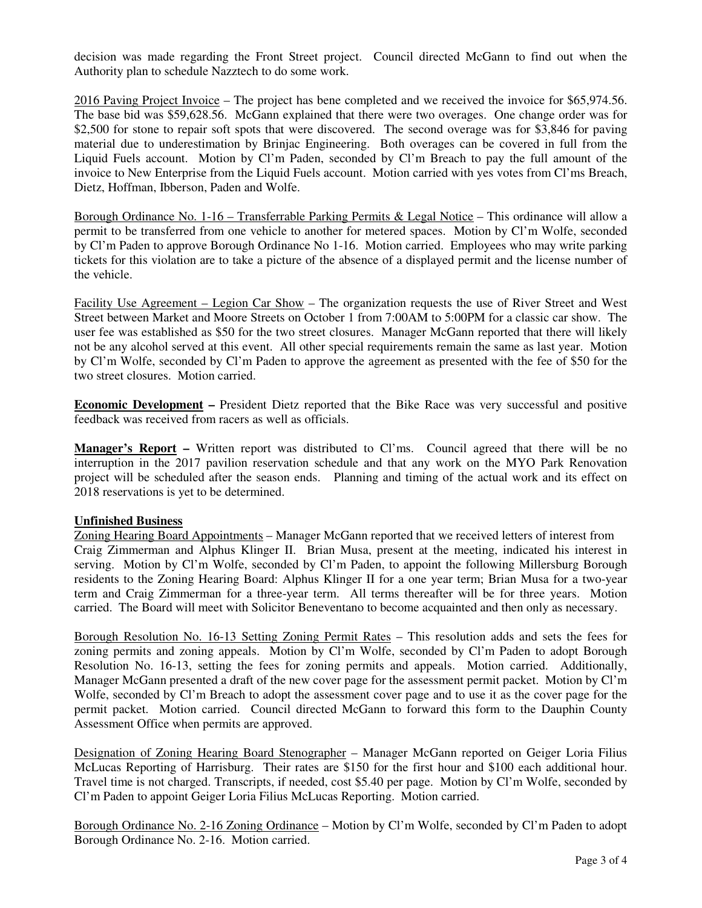decision was made regarding the Front Street project. Council directed McGann to find out when the Authority plan to schedule Nazztech to do some work.

<u>2016 Paving Project Invoice</u> – The project has bene completed and we received the invoice for $65,974.56. The base bid was $59,628.56. McGann explained that there were two overages. One change order was for $2,500 for stone to repair soft spots that were discovered. The second overage was for $3,846 for paving material due to underestimation by Brinjac Engineering. Both overages can be covered in full from the Liquid Fuels account. Motion by Cl'm Paden, seconded by Cl'm Breach to pay the full amount of the invoice to New Enterprise from the Liquid Fuels account. Motion carried with yes votes from Cl'ms Breach, Dietz, Hoffman, Ibberson, Paden and Wolfe.

<u>Borough Ordinance No. 1-16 – Transferrable Parking Permits & Legal Notice</u> – This ordinance will allow a permit to be transferred from one vehicle to another for metered spaces. Motion by Cl'm Wolfe, seconded by Cl'm Paden to approve Borough Ordinance No 1-16. Motion carried. Employees who may write parking tickets for this violation are to take a picture of the absence of a displayed permit and the license number of the vehicle.

<u>Facility Use Agreement – Legion Car Show</u> – The organization requests the use of River Street and West Street between Market and Moore Streets on October 1 from 7:00AM to 5:00PM for a classic car show. The user fee was established as $50 for the two street closures. Manager McGann reported that there will likely not be any alcohol served at this event. All other special requirements remain the same as last year. Motion by Cl'm Wolfe, seconded by Cl'm Paden to approve the agreement as presented with the fee of $50 for the two street closures. Motion carried.

**<u>Economic Development</u> –** President Dietz reported that the Bike Race was very successful and positive feedback was received from racers as well as officials.

**<u>Manager's Report</u> –** Written report was distributed to Cl'ms. Council agreed that there will be no interruption in the 2017 pavilion reservation schedule and that any work on the MYO Park Renovation project will be scheduled after the season ends. Planning and timing of the actual work and its effect on 2018 reservations is yet to be determined.

**<u>Unfinished Business</u>**

<u>Zoning Hearing Board Appointments</u> – Manager McGann reported that we received letters of interest from Craig Zimmerman and Alphus Klinger II. Brian Musa, present at the meeting, indicated his interest in serving. Motion by Cl'm Wolfe, seconded by Cl'm Paden, to appoint the following Millersburg Borough residents to the Zoning Hearing Board: Alphus Klinger II for a one year term; Brian Musa for a two-year term and Craig Zimmerman for a three-year term. All terms thereafter will be for three years. Motion carried. The Board will meet with Solicitor Beneventano to become acquainted and then only as necessary.

<u>Borough Resolution No. 16-13 Setting Zoning Permit Rates</u> – This resolution adds and sets the fees for zoning permits and zoning appeals. Motion by Cl'm Wolfe, seconded by Cl'm Paden to adopt Borough Resolution No. 16-13, setting the fees for zoning permits and appeals. Motion carried. Additionally, Manager McGann presented a draft of the new cover page for the assessment permit packet. Motion by Cl'm Wolfe, seconded by Cl'm Breach to adopt the assessment cover page and to use it as the cover page for the permit packet. Motion carried. Council directed McGann to forward this form to the Dauphin County Assessment Office when permits are approved.

<u>Designation of Zoning Hearing Board Stenographer</u> – Manager McGann reported on Geiger Loria Filius McLucas Reporting of Harrisburg. Their rates are $150 for the first hour and $100 each additional hour. Travel time is not charged. Transcripts, if needed, cost $5.40 per page. Motion by Cl'm Wolfe, seconded by Cl'm Paden to appoint Geiger Loria Filius McLucas Reporting. Motion carried.

<u>Borough Ordinance No. 2-16 Zoning Ordinance</u> – Motion by Cl'm Wolfe, seconded by Cl'm Paden to adopt Borough Ordinance No. 2-16. Motion carried.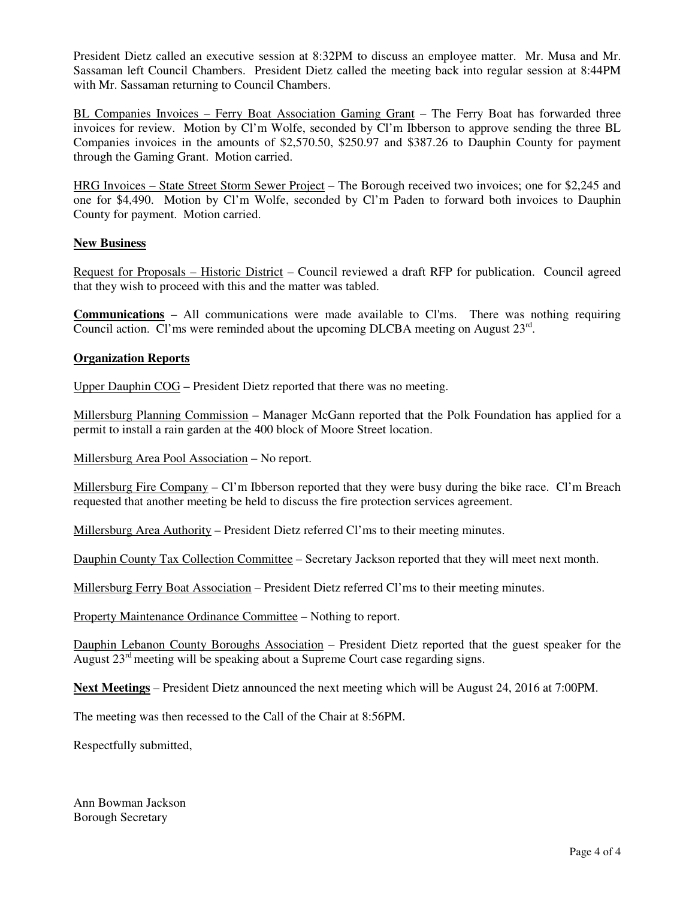President Dietz called an executive session at 8:32PM to discuss an employee matter. Mr. Musa and Mr. Sassaman left Council Chambers. President Dietz called the meeting back into regular session at 8:44PM with Mr. Sassaman returning to Council Chambers.

BL Companies Invoices – Ferry Boat Association Gaming Grant – The Ferry Boat has forwarded three invoices for review. Motion by Cl'm Wolfe, seconded by Cl'm Ibberson to approve sending the three BL Companies invoices in the amounts of $2,570.50, $250.97 and $387.26 to Dauphin County for payment through the Gaming Grant. Motion carried.

HRG Invoices – State Street Storm Sewer Project – The Borough received two invoices; one for $2,245 and one for $4,490. Motion by Cl'm Wolfe, seconded by Cl'm Paden to forward both invoices to Dauphin County for payment. Motion carried.

**New Business**

Request for Proposals – Historic District – Council reviewed a draft RFP for publication. Council agreed that they wish to proceed with this and the matter was tabled.

**Communications** – All communications were made available to Cl'ms. There was nothing requiring Council action. Cl'ms were reminded about the upcoming DLCBA meeting on August 23rd.

**Organization Reports**

Upper Dauphin COG – President Dietz reported that there was no meeting.

Millersburg Planning Commission – Manager McGann reported that the Polk Foundation has applied for a permit to install a rain garden at the 400 block of Moore Street location.

Millersburg Area Pool Association – No report.

Millersburg Fire Company – Cl'm Ibberson reported that they were busy during the bike race. Cl'm Breach requested that another meeting be held to discuss the fire protection services agreement.

Millersburg Area Authority – President Dietz referred Cl'ms to their meeting minutes.

Dauphin County Tax Collection Committee – Secretary Jackson reported that they will meet next month.

Millersburg Ferry Boat Association – President Dietz referred Cl'ms to their meeting minutes.

Property Maintenance Ordinance Committee – Nothing to report.

Dauphin Lebanon County Boroughs Association – President Dietz reported that the guest speaker for the August 23rd meeting will be speaking about a Supreme Court case regarding signs.

**Next Meetings** – President Dietz announced the next meeting which will be August 24, 2016 at 7:00PM.

The meeting was then recessed to the Call of the Chair at 8:56PM.

Respectfully submitted,

Ann Bowman Jackson
Borough Secretary